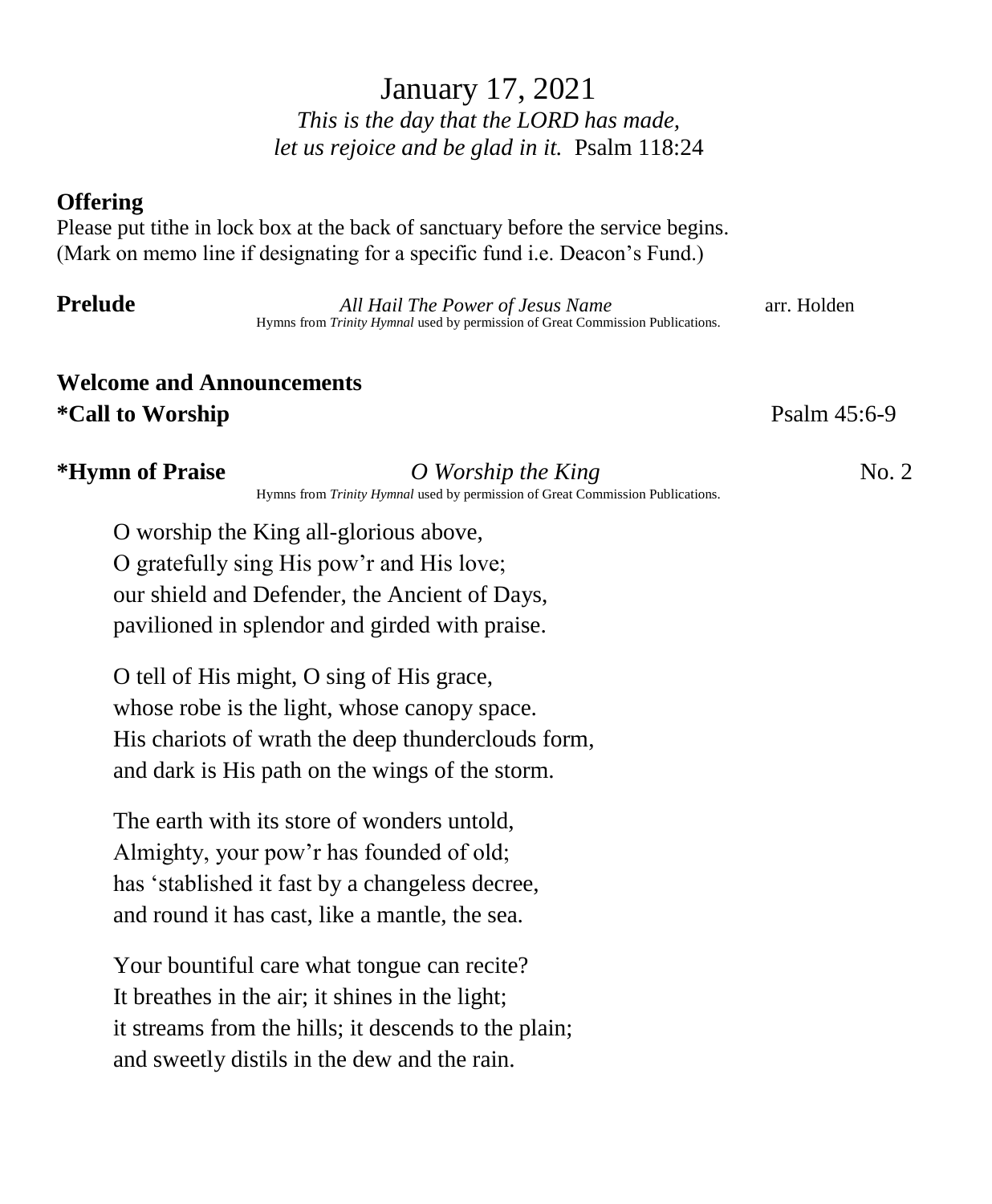# January 17, 2021

*This is the day that the LORD has made,*
*let us rejoice and be glad in it.* Psalm 118:24

**Offering**

Please put tithe in lock box at the back of sanctuary before the service begins.
(Mark on memo line if designating for a specific fund i.e. Deacon's Fund.)

**Prelude** *All Hail The Power of Jesus Name* arr. Holden

Hymns from *Trinity Hymnal* used by permission of Great Commission Publications.

**Welcome and Announcements**

**\*Call to Worship** Psalm 45:6-9

**\*Hymn of Praise** *O Worship the King* No. 2

Hymns from *Trinity Hymnal* used by permission of Great Commission Publications.

O worship the King all-glorious above,
O gratefully sing His pow'r and His love;
our shield and Defender, the Ancient of Days,
pavilioned in splendor and girded with praise.

O tell of His might, O sing of His grace,
whose robe is the light, whose canopy space.
His chariots of wrath the deep thunderclouds form,
and dark is His path on the wings of the storm.

The earth with its store of wonders untold,
Almighty, your pow'r has founded of old;
has 'stablished it fast by a changeless decree,
and round it has cast, like a mantle, the sea.

Your bountiful care what tongue can recite?
It breathes in the air; it shines in the light;
it streams from the hills; it descends to the plain;
and sweetly distils in the dew and the rain.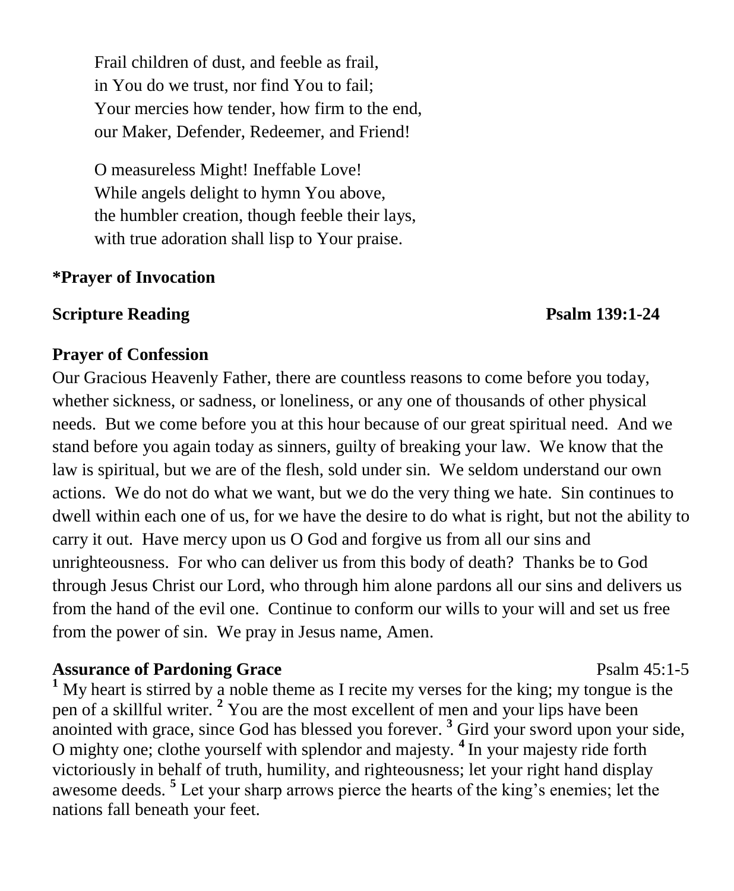Frail children of dust, and feeble as frail,
in You do we trust, nor find You to fail;
Your mercies how tender, how firm to the end,
our Maker, Defender, Redeemer, and Friend!

O measureless Might! Ineffable Love!
While angels delight to hymn You above,
the humbler creation, though feeble their lays,
with true adoration shall lisp to Your praise.

**\*Prayer of Invocation**

**Scripture Reading** **Psalm 139:1-24**

**Prayer of Confession**

Our Gracious Heavenly Father, there are countless reasons to come before you today, whether sickness, or sadness, or loneliness, or any one of thousands of other physical needs. But we come before you at this hour because of our great spiritual need. And we stand before you again today as sinners, guilty of breaking your law. We know that the law is spiritual, but we are of the flesh, sold under sin. We seldom understand our own actions. We do not do what we want, but we do the very thing we hate. Sin continues to dwell within each one of us, for we have the desire to do what is right, but not the ability to carry it out. Have mercy upon us O God and forgive us from all our sins and unrighteousness. For who can deliver us from this body of death? Thanks be to God through Jesus Christ our Lord, who through him alone pardons all our sins and delivers us from the hand of the evil one. Continue to conform our wills to your will and set us free from the power of sin. We pray in Jesus name, Amen.

**Assurance of Pardoning Grace** Psalm 45:1-5

[1] My heart is stirred by a noble theme as I recite my verses for the king; my tongue is the pen of a skillful writer. [2] You are the most excellent of men and your lips have been anointed with grace, since God has blessed you forever. [3] Gird your sword upon your side, O mighty one; clothe yourself with splendor and majesty. [4] In your majesty ride forth victoriously in behalf of truth, humility, and righteousness; let your right hand display awesome deeds. [5] Let your sharp arrows pierce the hearts of the king's enemies; let the nations fall beneath your feet.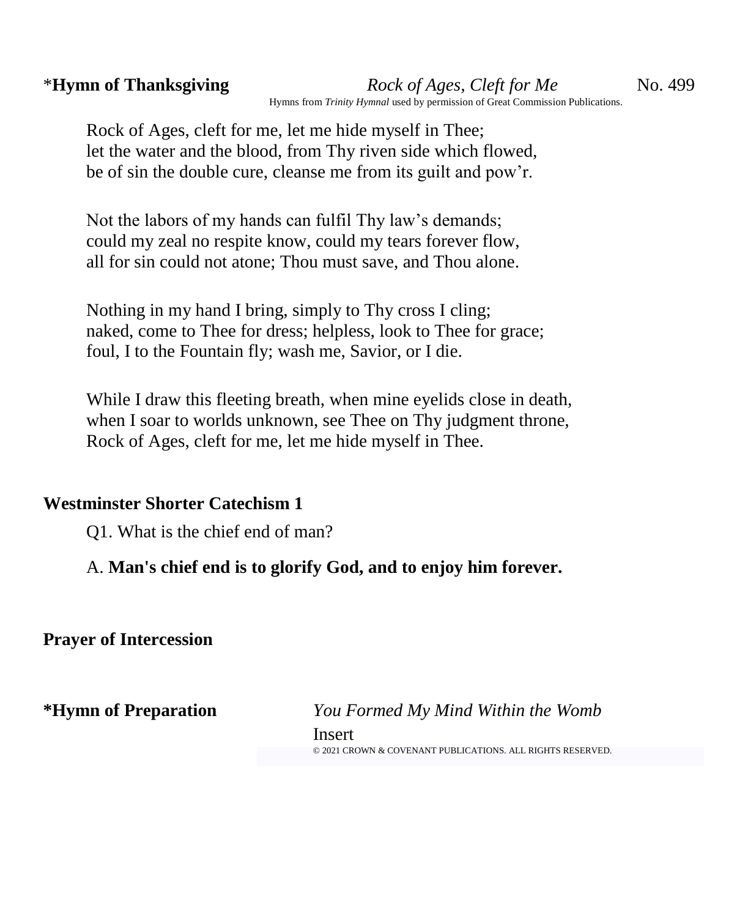*__Hymn of Thanksgiving__ *Rock of Ages, Cleft for Me* No. 499

Hymns from *Trinity Hymnal* used by permission of Great Commission Publications.

Rock of Ages, cleft for me, let me hide myself in Thee;
let the water and the blood, from Thy riven side which flowed,
be of sin the double cure, cleanse me from its guilt and pow'r.

Not the labors of my hands can fulfil Thy law's demands;
could my zeal no respite know, could my tears forever flow,
all for sin could not atone; Thou must save, and Thou alone.

Nothing in my hand I bring, simply to Thy cross I cling;
naked, come to Thee for dress; helpless, look to Thee for grace;
foul, I to the Fountain fly; wash me, Savior, or I die.

While I draw this fleeting breath, when mine eyelids close in death,
when I soar to worlds unknown, see Thee on Thy judgment throne,
Rock of Ages, cleft for me, let me hide myself in Thee.

**Westminster Shorter Catechism 1**

Q1. What is the chief end of man?

A. **Man's chief end is to glorify God, and to enjoy him forever.**

**Prayer of Intercession**

**\*Hymn of Preparation** *You Formed My Mind Within the Womb*

Insert

© 2021 CROWN & COVENANT PUBLICATIONS. ALL RIGHTS RESERVED.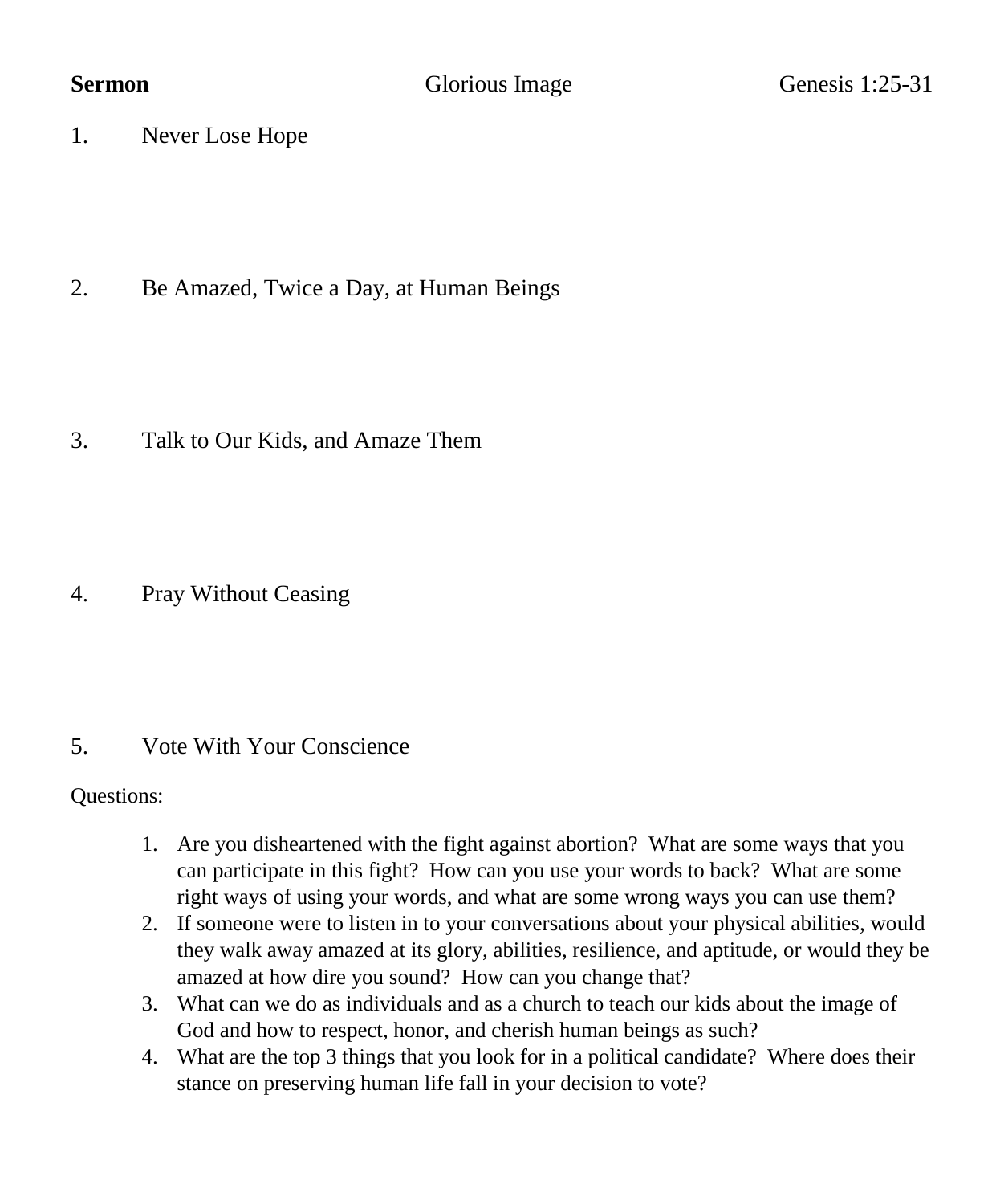**Sermon** Glorious Image Genesis 1:25-31

1. Never Lose Hope

2. Be Amazed, Twice a Day, at Human Beings

3. Talk to Our Kids, and Amaze Them

4. Pray Without Ceasing

5. Vote With Your Conscience

Questions:

1. Are you disheartened with the fight against abortion? What are some ways that you can participate in this fight? How can you use your words to back? What are some right ways of using your words, and what are some wrong ways you can use them?
2. If someone were to listen in to your conversations about your physical abilities, would they walk away amazed at its glory, abilities, resilience, and aptitude, or would they be amazed at how dire you sound? How can you change that?
3. What can we do as individuals and as a church to teach our kids about the image of God and how to respect, honor, and cherish human beings as such?
4. What are the top 3 things that you look for in a political candidate? Where does their stance on preserving human life fall in your decision to vote?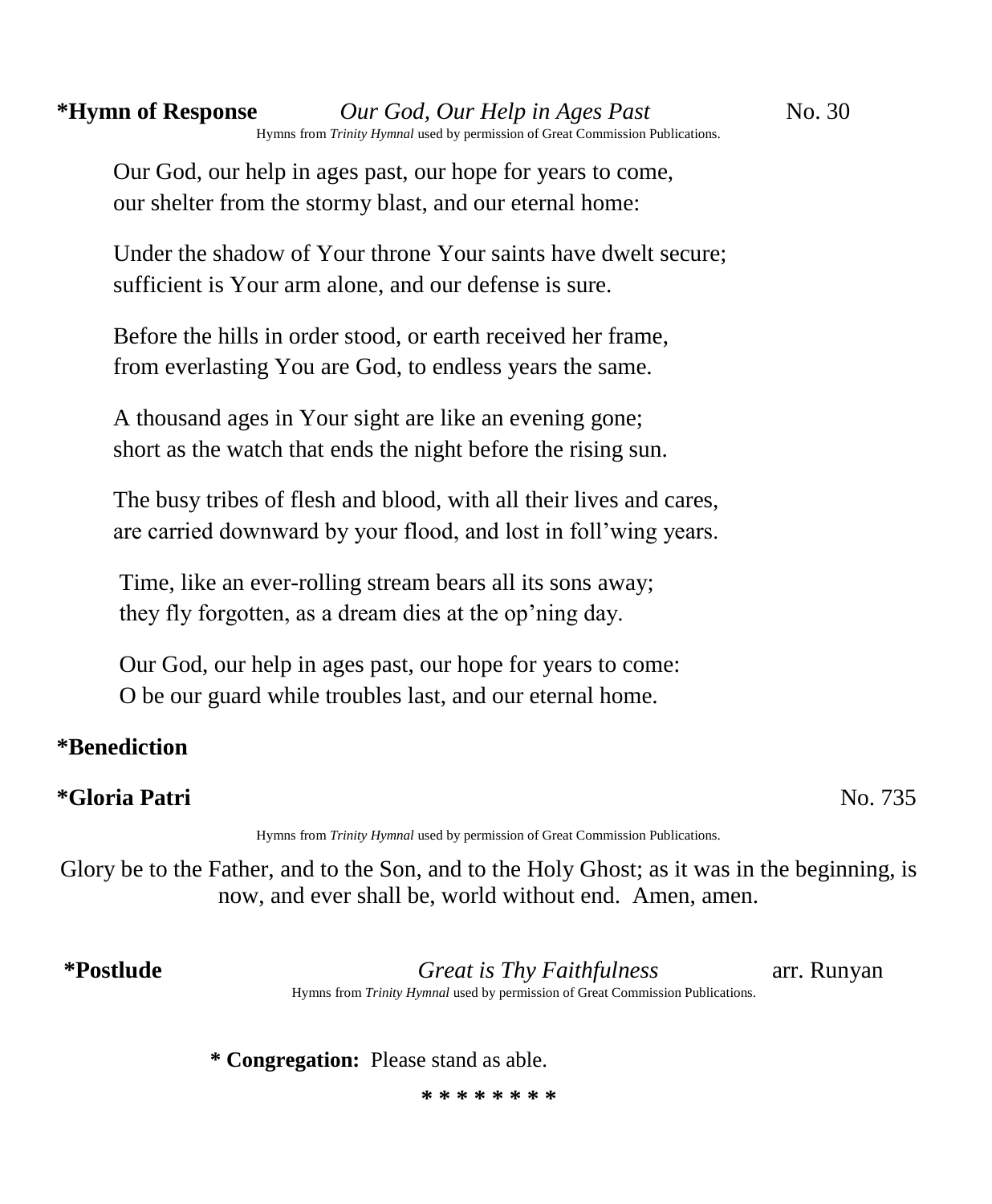**\*Hymn of Response** *Our God, Our Help in Ages Past* No. 30

Hymns from *Trinity Hymnal* used by permission of Great Commission Publications.

Our God, our help in ages past, our hope for years to come,
our shelter from the stormy blast, and our eternal home:

Under the shadow of Your throne Your saints have dwelt secure;
sufficient is Your arm alone, and our defense is sure.

Before the hills in order stood, or earth received her frame,
from everlasting You are God, to endless years the same.

A thousand ages in Your sight are like an evening gone;
short as the watch that ends the night before the rising sun.

The busy tribes of flesh and blood, with all their lives and cares,
are carried downward by your flood, and lost in foll'wing years.

Time, like an ever-rolling stream bears all its sons away;
they fly forgotten, as a dream dies at the op'ning day.

Our God, our help in ages past, our hope for years to come:
O be our guard while troubles last, and our eternal home.

**\*Benediction**

**\*Gloria Patri** No. 735

Hymns from *Trinity Hymnal* used by permission of Great Commission Publications.

Glory be to the Father, and to the Son, and to the Holy Ghost; as it was in the beginning, is now, and ever shall be, world without end. Amen, amen.

**\*Postlude** *Great is Thy Faithfulness* arr. Runyan

Hymns from *Trinity Hymnal* used by permission of Great Commission Publications.

**\* Congregation:** Please stand as able.

\* \* \* \* \* \* \* \*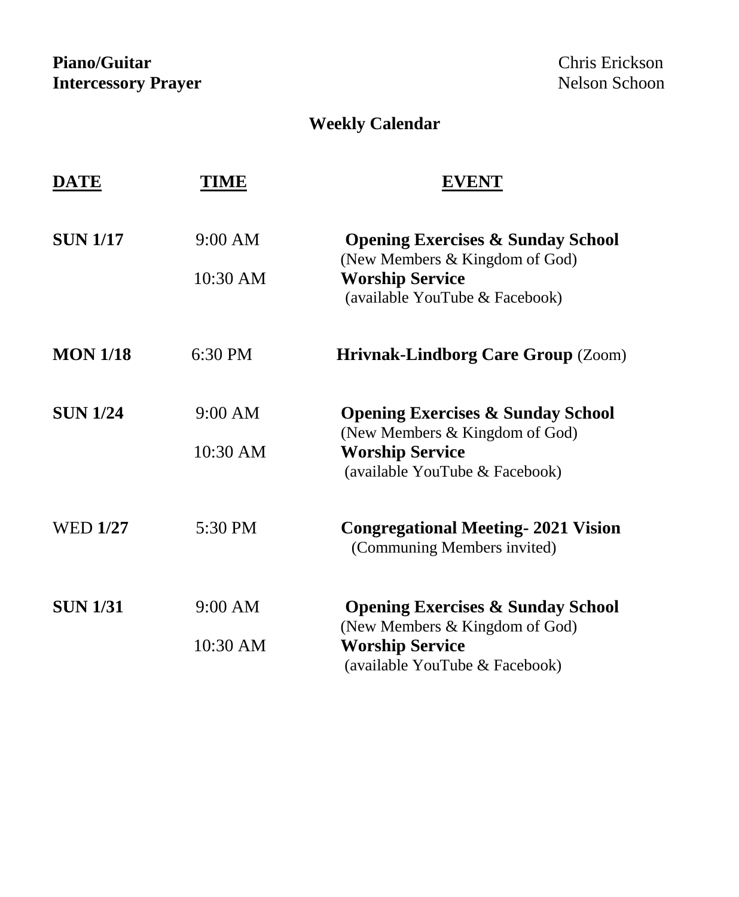**Piano/Guitar** Chris Erickson
**Intercessory Prayer** Nelson Schoon

## Weekly Calendar

| DATE | TIME | EVENT |
|---|---|---|
| **SUN 1/17** | 9:00 AM | **Opening Exercises & Sunday School** (New Members & Kingdom of God) |
| | 10:30 AM | **Worship Service** (available YouTube & Facebook) |
| **MON 1/18** | 6:30 PM | **Hrivnak-Lindborg Care Group** (Zoom) |
| **SUN 1/24** | 9:00 AM | **Opening Exercises & Sunday School** (New Members & Kingdom of God) |
| | 10:30 AM | **Worship Service** (available YouTube & Facebook) |
| WED **1/27** | 5:30 PM | **Congregational Meeting- 2021 Vision** (Communing Members invited) |
| **SUN 1/31** | 9:00 AM | **Opening Exercises & Sunday School** (New Members & Kingdom of God) |
| | 10:30 AM | **Worship Service** (available YouTube & Facebook) |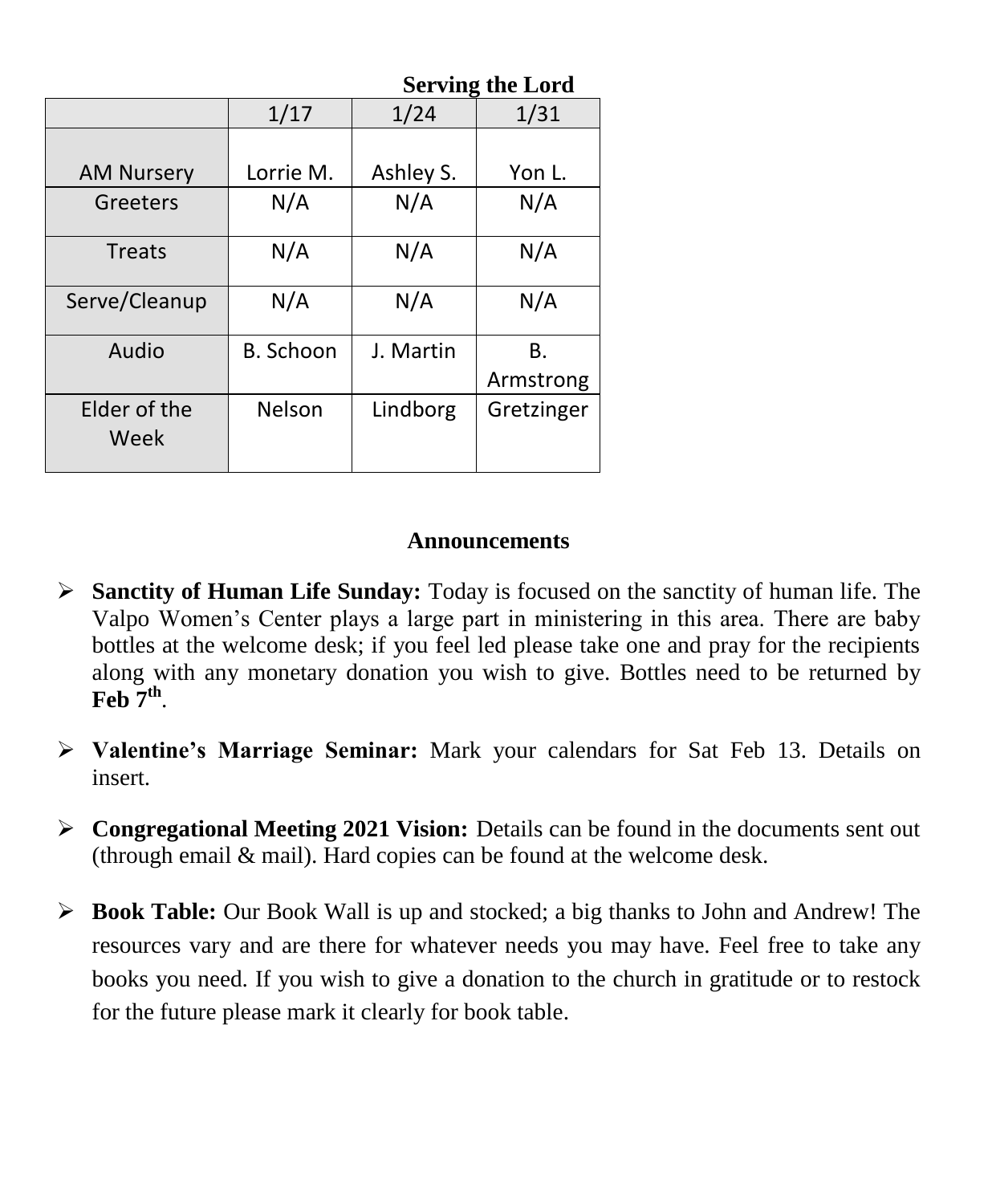## Serving the Lord

| | 1/17 | 1/24 | 1/31 |
|---|---|---|---|
| AM Nursery | Lorrie M. | Ashley S. | Yon L. |
| Greeters | N/A | N/A | N/A |
| Treats | N/A | N/A | N/A |
| Serve/Cleanup | N/A | N/A | N/A |
| Audio | B. Schoon | J. Martin | B. Armstrong |
| Elder of the Week | Nelson | Lindborg | Gretzinger |

## Announcements

- **Sanctity of Human Life Sunday:** Today is focused on the sanctity of human life. The Valpo Women's Center plays a large part in ministering in this area. There are baby bottles at the welcome desk; if you feel led please take one and pray for the recipients along with any monetary donation you wish to give. Bottles need to be returned by **Feb 7th**.
- **Valentine's Marriage Seminar:** Mark your calendars for Sat Feb 13. Details on insert.
- **Congregational Meeting 2021 Vision:** Details can be found in the documents sent out (through email & mail). Hard copies can be found at the welcome desk.
- **Book Table:** Our Book Wall is up and stocked; a big thanks to John and Andrew! The resources vary and are there for whatever needs you may have. Feel free to take any books you need. If you wish to give a donation to the church in gratitude or to restock for the future please mark it clearly for book table.